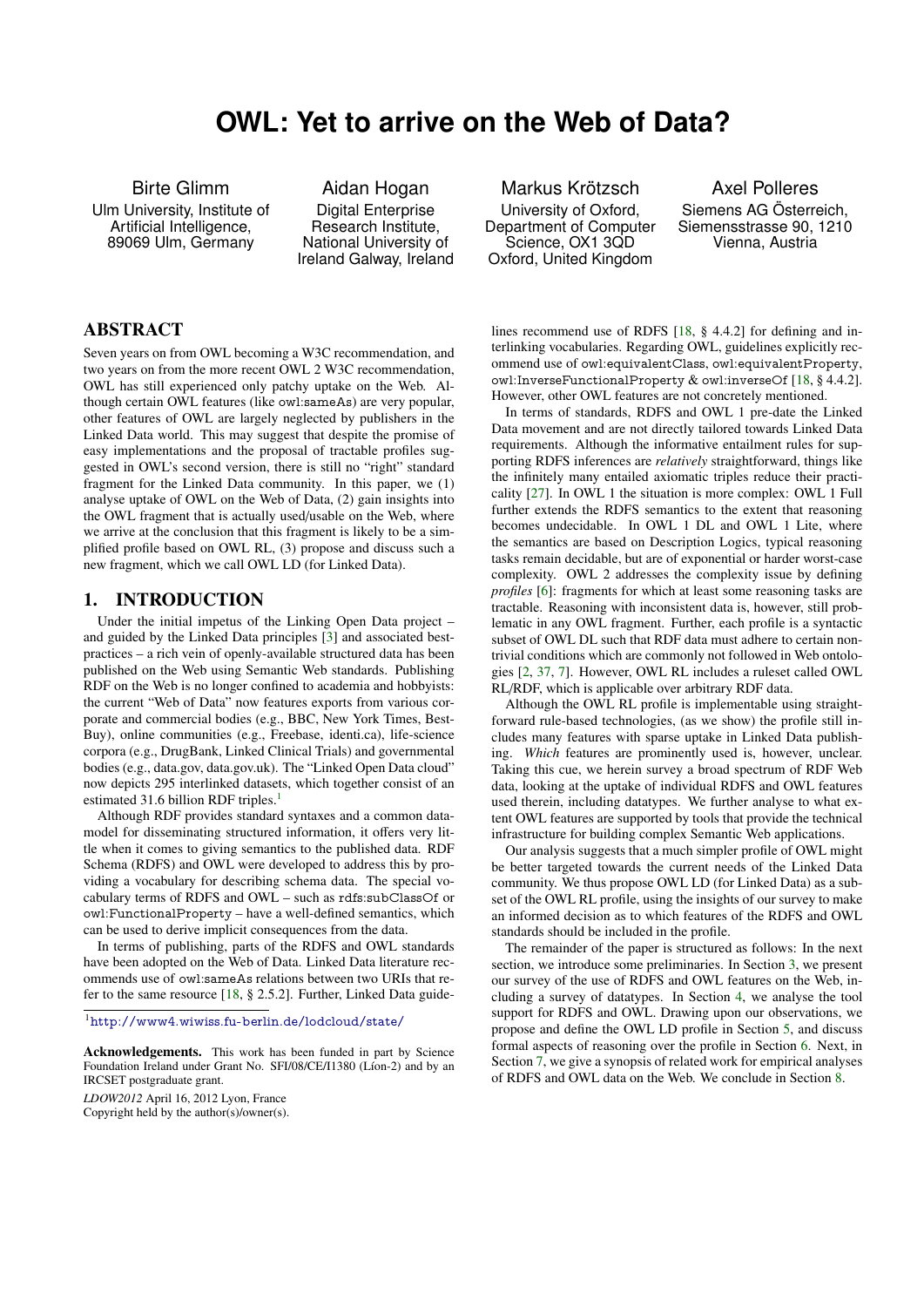# OWL: Yet to arrive on the Web of Data?

Birte Glimm
Ulm University, Institute of Artificial Intelligence, 89069 Ulm, Germany

Aidan Hogan
Digital Enterprise Research Institute, National University of Ireland Galway, Ireland

Markus Krötzsch
University of Oxford, Department of Computer Science, OX1 3QD Oxford, United Kingdom

Axel Polleres
Siemens AG Österreich, Siemensstrasse 90, 1210 Vienna, Austria

## ABSTRACT

Seven years on from OWL becoming a W3C recommendation, and two years on from the more recent OWL 2 W3C recommendation, OWL has still experienced only patchy uptake on the Web. Although certain OWL features (like owl:sameAs) are very popular, other features of OWL are largely neglected by publishers in the Linked Data world. This may suggest that despite the promise of easy implementations and the proposal of tractable profiles suggested in OWL's second version, there is still no "right" standard fragment for the Linked Data community. In this paper, we (1) analyse uptake of OWL on the Web of Data, (2) gain insights into the OWL fragment that is actually used/usable on the Web, where we arrive at the conclusion that this fragment is likely to be a simplified profile based on OWL RL, (3) propose and discuss such a new fragment, which we call OWL LD (for Linked Data).

## 1. INTRODUCTION

Under the initial impetus of the Linking Open Data project – and guided by the Linked Data principles [3] and associated best-practices – a rich vein of openly-available structured data has been published on the Web using Semantic Web standards. Publishing RDF on the Web is no longer confined to academia and hobbyists: the current "Web of Data" now features exports from various corporate and commercial bodies (e.g., BBC, New York Times, BestBuy), online communities (e.g., Freebase, identi.ca), life-science corpora (e.g., DrugBank, Linked Clinical Trials) and governmental bodies (e.g., data.gov, data.gov.uk). The "Linked Open Data cloud" now depicts 295 interlinked datasets, which together consist of an estimated 31.6 billion RDF triples.[1]

Although RDF provides standard syntaxes and a common data-model for disseminating structured information, it offers very little when it comes to giving semantics to the published data. RDF Schema (RDFS) and OWL were developed to address this by providing a vocabulary for describing schema data. The special vocabulary terms of RDFS and OWL – such as rdfs:subClassOf or owl:FunctionalProperty – have a well-defined semantics, which can be used to derive implicit consequences from the data.

In terms of publishing, parts of the RDFS and OWL standards have been adopted on the Web of Data. Linked Data literature recommends use of owl:sameAs relations between two URIs that refer to the same resource [18, § 2.5.2]. Further, Linked Data guidelines recommend use of RDFS [18, § 4.4.2] for defining and interlinking vocabularies. Regarding OWL, guidelines explicitly recommend use of owl:equivalentClass, owl:equivalentProperty, owl:InverseFunctionalProperty & owl:inverseOf [18, § 4.4.2]. However, other OWL features are not concretely mentioned.

In terms of standards, RDFS and OWL 1 pre-date the Linked Data movement and are not directly tailored towards Linked Data requirements. Although the informative entailment rules for supporting RDFS inferences are *relatively* straightforward, things like the infinitely many entailed axiomatic triples reduce their practicality [27]. In OWL 1 the situation is more complex: OWL 1 Full further extends the RDFS semantics to the extent that reasoning becomes undecidable. In OWL 1 DL and OWL 1 Lite, where the semantics are based on Description Logics, typical reasoning tasks remain decidable, but are of exponential or harder worst-case complexity. OWL 2 addresses the complexity issue by defining *profiles* [6]: fragments for which at least some reasoning tasks are tractable. Reasoning with inconsistent data is, however, still problematic in any OWL fragment. Further, each profile is a syntactic subset of OWL DL such that RDF data must adhere to certain non-trivial conditions which are commonly not followed in Web ontologies [2, 37, 7]. However, OWL RL includes a ruleset called OWL RL/RDF, which is applicable over arbitrary RDF data.

Although the OWL RL profile is implementable using straightforward rule-based technologies, (as we show) the profile still includes many features with sparse uptake in Linked Data publishing. *Which* features are prominently used is, however, unclear. Taking this cue, we herein survey a broad spectrum of RDF Web data, looking at the uptake of individual RDFS and OWL features used therein, including datatypes. We further analyse to what extent OWL features are supported by tools that provide the technical infrastructure for building complex Semantic Web applications.

Our analysis suggests that a much simpler profile of OWL might be better targeted towards the current needs of the Linked Data community. We thus propose OWL LD (for Linked Data) as a subset of the OWL RL profile, using the insights of our survey to make an informed decision as to which features of the RDFS and OWL standards should be included in the profile.

The remainder of the paper is structured as follows: In the next section, we introduce some preliminaries. In Section 3, we present our survey of the use of RDFS and OWL features on the Web, including a survey of datatypes. In Section 4, we analyse the tool support for RDFS and OWL. Drawing upon our observations, we propose and define the OWL LD profile in Section 5, and discuss formal aspects of reasoning over the profile in Section 6. Next, in Section 7, we give a synopsis of related work for empirical analyses of RDFS and OWL data on the Web. We conclude in Section 8.

[1] http://www4.wiwiss.fu-berlin.de/lodcloud/state/

**Acknowledgements.** This work has been funded in part by Science Foundation Ireland under Grant No. SFI/08/CE/I1380 (Líon-2) and by an IRCSET postgraduate grant.

*LDOW2012* April 16, 2012 Lyon, France
Copyright held by the author(s)/owner(s).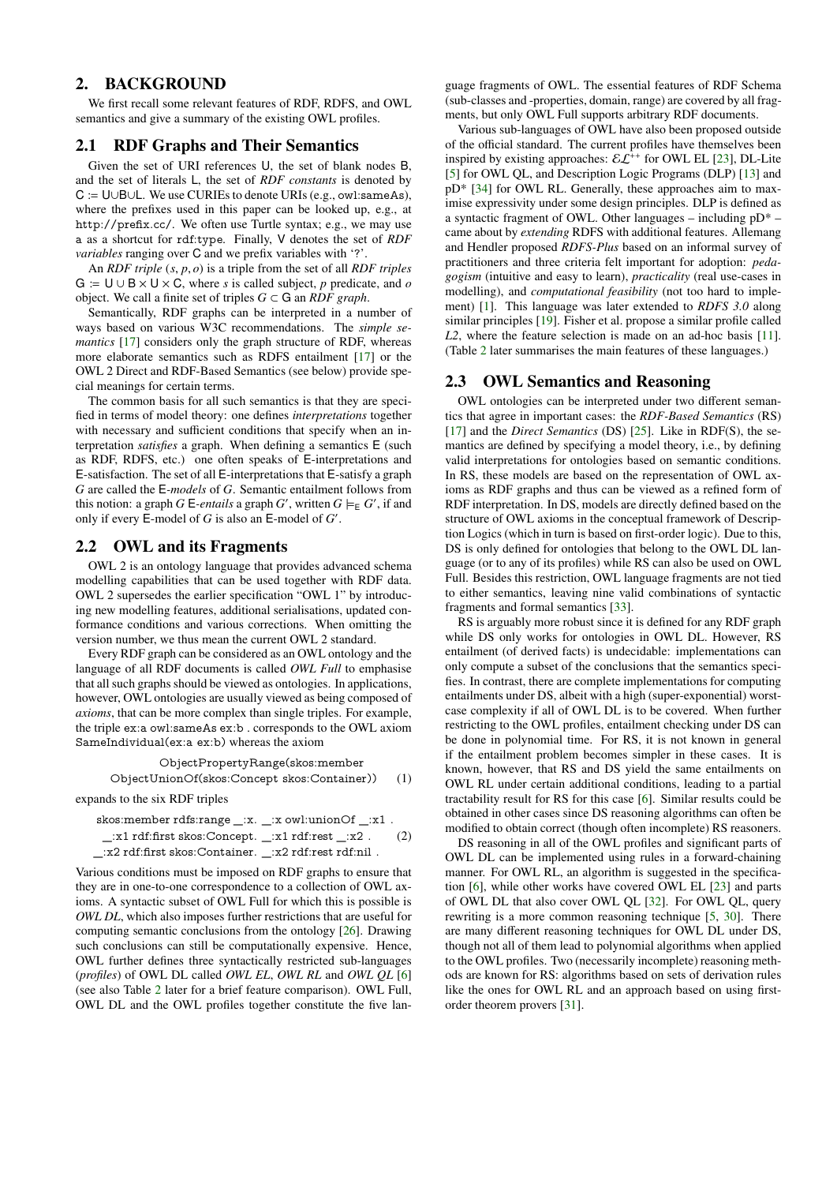## 2. BACKGROUND

We first recall some relevant features of RDF, RDFS, and OWL semantics and give a summary of the existing OWL profiles.

### 2.1 RDF Graphs and Their Semantics

Given the set of URI references U, the set of blank nodes B, and the set of literals L, the set of *RDF constants* is denoted by $C := U \cup B \cup L$. We use CURIEs to denote URIs (e.g., owl:sameAs), where the prefixes used in this paper can be looked up, e.g., at http://prefix.cc/. We often use Turtle syntax; e.g., we may use a as a shortcut for rdf:type. Finally, V denotes the set of *RDF variables* ranging over C and we prefix variables with '?'.

An *RDF triple* $(s, p, o)$ is a triple from the set of all *RDF triples* $G := U \cup B \times U \times C$, where $s$ is called subject, $p$ predicate, and $o$ object. We call a finite set of triples $G \subset G$ an *RDF graph*.

Semantically, RDF graphs can be interpreted in a number of ways based on various W3C recommendations. The *simple semantics* [17] considers only the graph structure of RDF, whereas more elaborate semantics such as RDFS entailment [17] or the OWL 2 Direct and RDF-Based Semantics (see below) provide special meanings for certain terms.

The common basis for all such semantics is that they are specified in terms of model theory: one defines *interpretations* together with necessary and sufficient conditions that specify when an interpretation *satisfies* a graph. When defining a semantics E (such as RDF, RDFS, etc.) one often speaks of E-interpretations and E-satisfaction. The set of all E-interpretations that E-satisfy a graph $G$ are called the E-*models* of $G$. Semantic entailment follows from this notion: a graph $G$ E-*entails* a graph $G'$, written $G \models_E G'$, if and only if every E-model of $G$ is also an E-model of $G'$.

### 2.2 OWL and its Fragments

OWL 2 is an ontology language that provides advanced schema modelling capabilities that can be used together with RDF data. OWL 2 supersedes the earlier specification "OWL 1" by introducing new modelling features, additional serialisations, updated conformance conditions and various corrections. When omitting the version number, we thus mean the current OWL 2 standard.

Every RDF graph can be considered as an OWL ontology and the language of all RDF documents is called *OWL Full* to emphasise that all such graphs should be viewed as ontologies. In applications, however, OWL ontologies are usually viewed as being composed of *axioms*, that can be more complex than single triples. For example, the triple ex:a owl:sameAs ex:b . corresponds to the OWL axiom SameIndividual(ex:a ex:b) whereas the axiom

```
ObjectPropertyRange(skos:member
  ObjectUnionOf(skos:Concept skos:Container))     (1)
```

expands to the six RDF triples

```
skos:member rdfs:range _:x. _:x owl:unionOf _:x1 .
_:x1 rdf:first skos:Concept. _:x1 rdf:rest _:x2 .     (2)
_:x2 rdf:first skos:Container. _:x2 rdf:rest rdf:nil .
```

Various conditions must be imposed on RDF graphs to ensure that they are in one-to-one correspondence to a collection of OWL axioms. A syntactic subset of OWL Full for which this is possible is *OWL DL*, which also imposes further restrictions that are useful for computing semantic conclusions from the ontology [26]. Drawing such conclusions can still be computationally expensive. Hence, OWL further defines three syntactically restricted sub-languages (*profiles*) of OWL DL called *OWL EL*, *OWL RL* and *OWL QL* [6] (see also Table 2 later for a brief feature comparison). OWL Full, OWL DL and the OWL profiles together constitute the five language fragments of OWL. The essential features of RDF Schema (sub-classes and -properties, domain, range) are covered by all fragments, but only OWL Full supports arbitrary RDF documents.

Various sub-languages of OWL have also been proposed outside of the official standard. The current profiles have themselves been inspired by existing approaches: $\mathcal{EL}^{++}$ for OWL EL [23], DL-Lite [5] for OWL QL, and Description Logic Programs (DLP) [13] and pD* [34] for OWL RL. Generally, these approaches aim to maximise expressivity under some design principles. DLP is defined as a syntactic fragment of OWL. Other languages – including pD* – came about by *extending* RDFS with additional features. Allemang and Hendler proposed *RDFS-Plus* based on an informal survey of practitioners and three criteria felt important for adoption: *pedagogism* (intuitive and easy to learn), *practicality* (real use-cases in modelling), and *computational feasibility* (not too hard to implement) [1]. This language was later extended to *RDFS 3.0* along similar principles [19]. Fisher et al. propose a similar profile called *L2*, where the feature selection is made on an ad-hoc basis [11]. (Table 2 later summarises the main features of these languages.)

### 2.3 OWL Semantics and Reasoning

OWL ontologies can be interpreted under two different semantics that agree in important cases: the *RDF-Based Semantics* (RS) [17] and the *Direct Semantics* (DS) [25]. Like in RDF(S), the semantics are defined by specifying a model theory, i.e., by defining valid interpretations for ontologies based on semantic conditions. In RS, these models are based on the representation of OWL axioms as RDF graphs and thus can be viewed as a refined form of RDF interpretation. In DS, models are directly defined based on the structure of OWL axioms in the conceptual framework of Description Logics (which in turn is based on first-order logic). Due to this, DS is only defined for ontologies that belong to the OWL DL language (or to any of its profiles) while RS can also be used on OWL Full. Besides this restriction, OWL language fragments are not tied to either semantics, leaving nine valid combinations of syntactic fragments and formal semantics [33].

RS is arguably more robust since it is defined for any RDF graph while DS only works for ontologies in OWL DL. However, RS entailment (of derived facts) is undecidable: implementations can only compute a subset of the conclusions that the semantics specifies. In contrast, there are complete implementations for computing entailments under DS, albeit with a high (super-exponential) worst-case complexity if all of OWL DL is to be covered. When further restricting to the OWL profiles, entailment checking under DS can be done in polynomial time. For RS, it is not known in general if the entailment problem becomes simpler in these cases. It is known, however, that RS and DS yield the same entailments on OWL RL under certain additional conditions, leading to a partial tractability result for RS for this case [6]. Similar results could be obtained in other cases since DS reasoning algorithms can often be modified to obtain correct (though often incomplete) RS reasoners.

DS reasoning in all of the OWL profiles and significant parts of OWL DL can be implemented using rules in a forward-chaining manner. For OWL RL, an algorithm is suggested in the specification [6], while other works have covered OWL EL [23] and parts of OWL DL that also cover OWL QL [32]. For OWL QL, query rewriting is a more common reasoning technique [5, 30]. There are many different reasoning techniques for OWL DL under DS, though not all of them lead to polynomial algorithms when applied to the OWL profiles. Two (necessarily incomplete) reasoning methods are known for RS: algorithms based on sets of derivation rules like the ones for OWL RL and an approach based on using first-order theorem provers [31].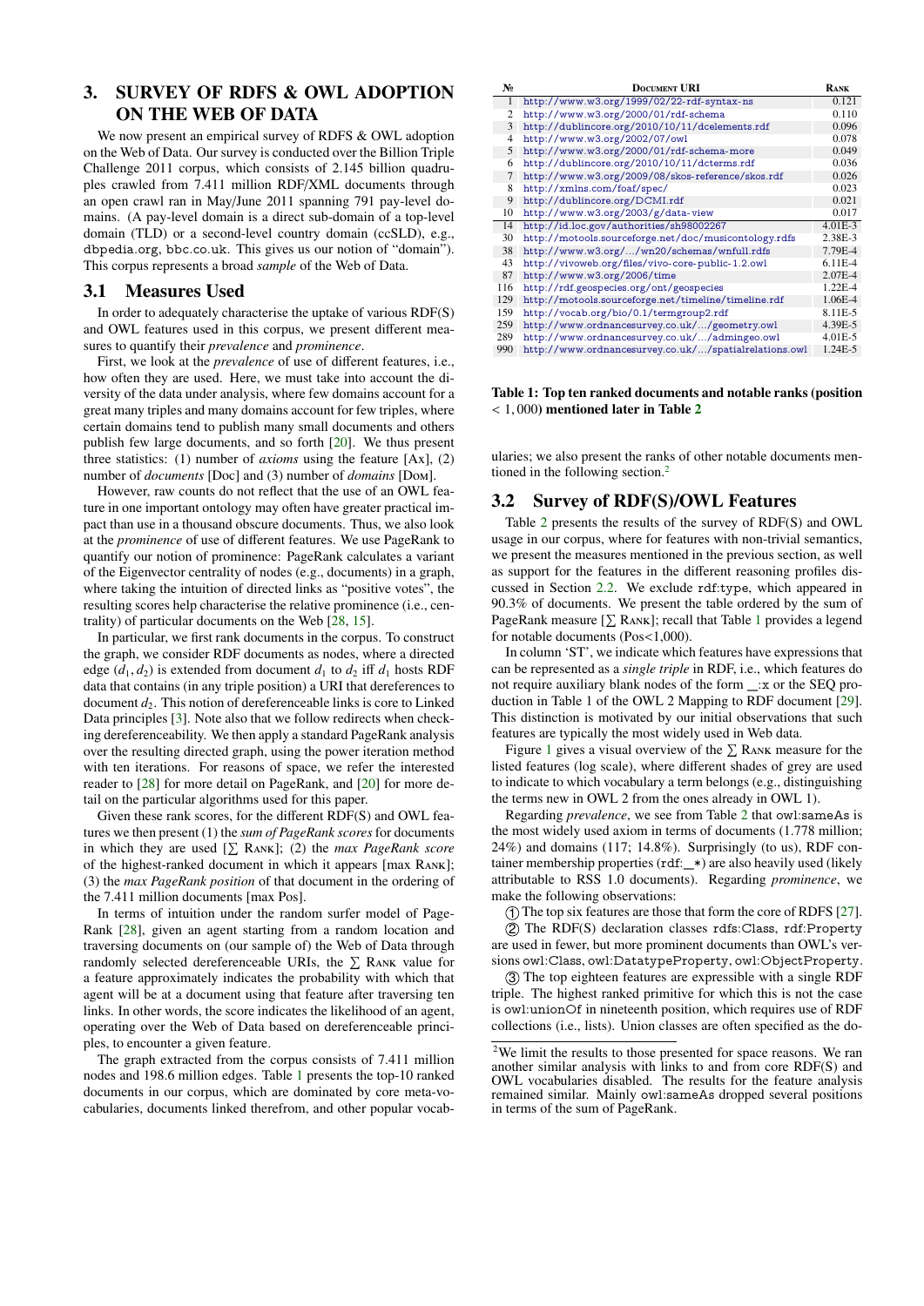## 3. SURVEY OF RDFS & OWL ADOPTION ON THE WEB OF DATA

We now present an empirical survey of RDFS & OWL adoption on the Web of Data. Our survey is conducted over the Billion Triple Challenge 2011 corpus, which consists of 2.145 billion quadruples crawled from 7.411 million RDF/XML documents through an open crawl ran in May/June 2011 spanning 791 pay-level domains. (A pay-level domain is a direct sub-domain of a top-level domain (TLD) or a second-level country domain (ccSLD), e.g., `dbpedia.org`, `bbc.co.uk`. This gives us our notion of "domain"). This corpus represents a broad *sample* of the Web of Data.

### 3.1 Measures Used

In order to adequately characterise the uptake of various RDF(S) and OWL features used in this corpus, we present different measures to quantify their *prevalence* and *prominence*.

First, we look at the *prevalence* of use of different features, i.e., how often they are used. Here, we must take into account the diversity of the data under analysis, where few domains account for a great many triples and many domains account for few triples, where certain domains tend to publish many small documents and others publish few large documents, and so forth [20]. We thus present three statistics: (1) number of *axioms* using the feature [Ax], (2) number of *documents* [Doc] and (3) number of *domains* [Dom].

However, raw counts do not reflect that the use of an OWL feature in one important ontology may often have greater practical impact than use in a thousand obscure documents. Thus, we also look at the *prominence* of use of different features. We use PageRank to quantify our notion of prominence: PageRank calculates a variant of the Eigenvector centrality of nodes (e.g., documents) in a graph, where taking the intuition of directed links as "positive votes", the resulting scores help characterise the relative prominence (i.e., centrality) of particular documents on the Web [28, 15].

In particular, we first rank documents in the corpus. To construct the graph, we consider RDF documents as nodes, where a directed edge $(d_1, d_2)$ is extended from document $d_1$ to $d_2$ iff $d_1$ hosts RDF data that contains (in any triple position) a URI that dereferences to document $d_2$. This notion of dereferenceable links is core to Linked Data principles [3]. Note also that we follow redirects when checking dereferenceability. We then apply a standard PageRank analysis over the resulting directed graph, using the power iteration method with ten iterations. For reasons of space, we refer the interested reader to [28] for more detail on PageRank, and [20] for more detail on the particular algorithms used for this paper.

Given these rank scores, for the different RDF(S) and OWL features we then present (1) the *sum of PageRank scores* for documents in which they are used [$\sum$ Rank]; (2) the *max PageRank score* of the highest-ranked document in which it appears [max Rank]; (3) the *max PageRank position* of that document in the ordering of the 7.411 million documents [max Pos].

In terms of intuition under the random surfer model of PageRank [28], given an agent starting from a random location and traversing documents on (our sample of) the Web of Data through randomly selected dereferenceable URIs, the $\sum$ Rank value for a feature approximately indicates the probability with which that agent will be at a document using that feature after traversing ten links. In other words, the score indicates the likelihood of an agent, operating over the Web of Data based on dereferenceable principles, to encounter a given feature.

The graph extracted from the corpus consists of 7.411 million nodes and 198.6 million edges. Table 1 presents the top-10 ranked documents in our corpus, which are dominated by core meta-vocabularies, documents linked therefrom, and other popular vocabularies; we also present the ranks of other notable documents mentioned in the following section.[2]

| № | Document URI | Rank |
|---|---|---|
| 1 | http://www.w3.org/1999/02/22-rdf-syntax-ns | 0.121 |
| 2 | http://www.w3.org/2000/01/rdf-schema | 0.110 |
| 3 | http://dublincore.org/2010/10/11/dcelements.rdf | 0.096 |
| 4 | http://www.w3.org/2002/07/owl | 0.078 |
| 5 | http://www.w3.org/2000/01/rdf-schema-more | 0.049 |
| 6 | http://dublincore.org/2010/10/11/dcterms.rdf | 0.036 |
| 7 | http://www.w3.org/2009/08/skos-reference/skos.rdf | 0.026 |
| 8 | http://xmlns.com/foaf/spec/ | 0.023 |
| 9 | http://dublincore.org/DCMI.rdf | 0.021 |
| 10 | http://www.w3.org/2003/g/data-view | 0.017 |
| 14 | http://id.loc.gov/authorities/sh98002267 | 4.01E-3 |
| 30 | http://motools.sourceforge.net/doc/musicontology.rdfs | 2.38E-3 |
| 38 | http://www.w3.org/…/wn20/schemas/wnfull.rdfs | 7.79E-4 |
| 43 | http://vivoweb.org/files/vivo-core-public-1.2.owl | 6.11E-4 |
| 87 | http://www.w3.org/2006/time | 2.07E-4 |
| 116 | http://rdf.geospecies.org/ont/geospecies | 1.22E-4 |
| 129 | http://motools.sourceforge.net/timeline/timeline.rdf | 1.06E-4 |
| 159 | http://vocab.org/bio/0.1/termgroup2.rdf | 8.11E-5 |
| 259 | http://www.ordnancesurvey.co.uk/…/geometry.owl | 4.39E-5 |
| 289 | http://www.ordnancesurvey.co.uk/…/admingeo.owl | 4.01E-5 |
| 990 | http://www.ordnancesurvey.co.uk/…/spatialrelations.owl | 1.24E-5 |

**Table 1: Top ten ranked documents and notable ranks (position $< 1,000$) mentioned later in Table 2**

### 3.2 Survey of RDF(S)/OWL Features

Table 2 presents the results of the survey of RDF(S) and OWL usage in our corpus, where for features with non-trivial semantics, we present the measures mentioned in the previous section, as well as support for the features in the different reasoning profiles discussed in Section 2.2. We exclude `rdf:type`, which appeared in 90.3% of documents. We present the table ordered by the sum of PageRank measure [$\sum$ Rank]; recall that Table 1 provides a legend for notable documents (Pos<1,000).

In column 'ST', we indicate which features have expressions that can be represented as a *single triple* in RDF, i.e., which features do not require auxiliary blank nodes of the form `_:x` or the SEQ production in Table 1 of the OWL 2 Mapping to RDF document [29]. This distinction is motivated by our initial observations that such features are typically the most widely used in Web data.

Figure 1 gives a visual overview of the $\sum$ Rank measure for the listed features (log scale), where different shades of grey are used to indicate to which vocabulary a term belongs (e.g., distinguishing the terms new in OWL 2 from the ones already in OWL 1).

Regarding *prevalence*, we see from Table 2 that `owl:sameAs` is the most widely used axiom in terms of documents (1.778 million; 24%) and domains (117; 14.8%). Surprisingly (to us), RDF container membership properties (`rdf:_*`) are also heavily used (likely attributable to RSS 1.0 documents). Regarding *prominence*, we make the following observations:

① The top six features are those that form the core of RDFS [27].

② The RDF(S) declaration classes `rdfs:Class`, `rdf:Property` are used in fewer, but more prominent documents than OWL's versions `owl:Class`, `owl:DatatypeProperty`, `owl:ObjectProperty`.

③ The top eighteen features are expressible with a single RDF triple. The highest ranked primitive for which this is not the case is `owl:unionOf` in nineteenth position, which requires use of RDF collections (i.e., lists). Union classes are often specified as the do-

[2] We limit the results to those presented for space reasons. We ran another similar analysis with links to and from core RDF(S) and OWL vocabularies disabled. The results for the feature analysis remained similar. Mainly `owl:sameAs` dropped several positions in terms of the sum of PageRank.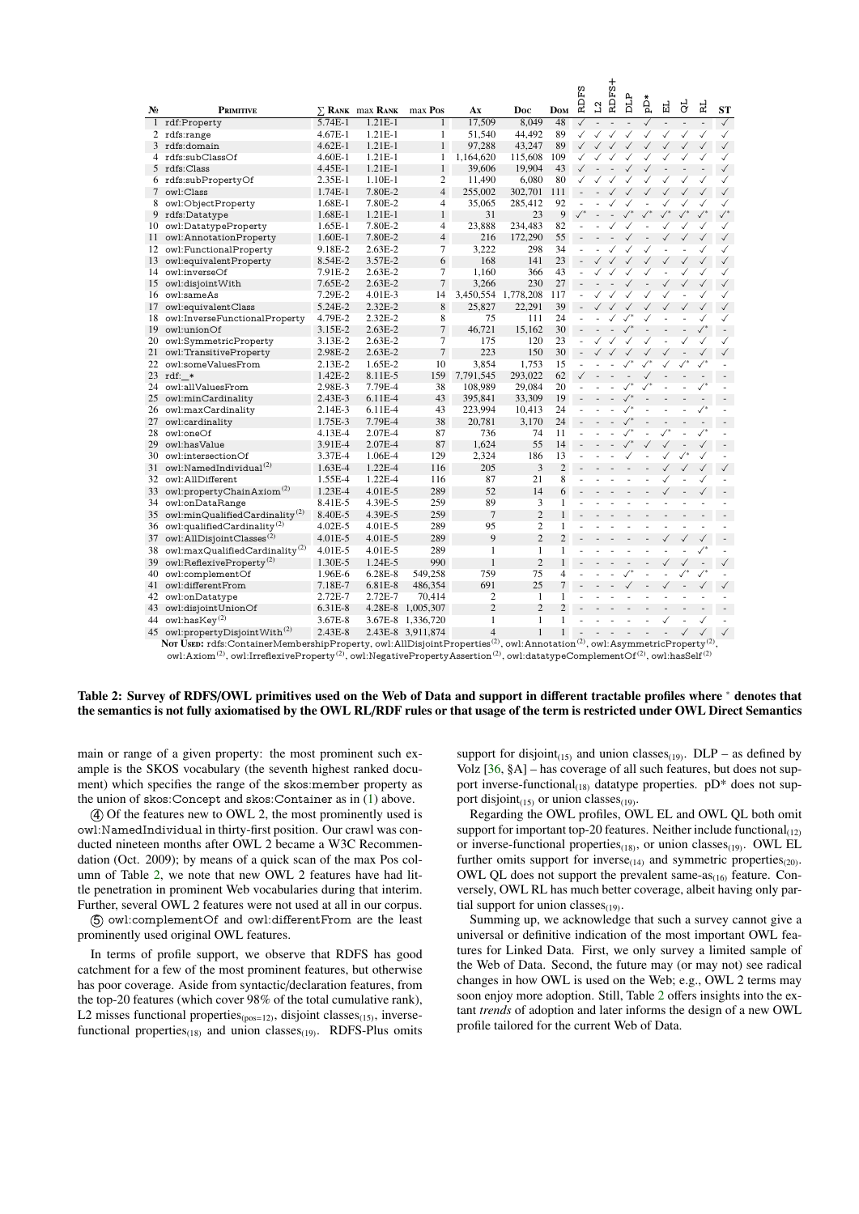| № | Primitive | ∑ Rank | max Rank | max Pos | Ax | Doc | Dom | RDFS | L2 | RDFS+ | DLP | pD* | EL | QL | RL | ST |
|---|---|---|---|---|---|---|---|---|---|---|---|---|---|---|---|---|
| 1 | rdf:Property | 5.74E-1 | 1.21E-1 | 1 | 17,509 | 8,049 | 48 | ✓ | - | - | - | ✓ | - | - | - | ✓ |
| 2 | rdfs:range | 4.67E-1 | 1.21E-1 | 1 | 51,540 | 44,492 | 89 | ✓ | ✓ | ✓ | ✓ | ✓ | ✓ | ✓ | ✓ | ✓ |
| 3 | rdfs:domain | 4.62E-1 | 1.21E-1 | 1 | 97,288 | 43,247 | 89 | ✓ | ✓ | ✓ | ✓ | ✓ | ✓ | ✓ | ✓ | ✓ |
| 4 | rdfs:subClassOf | 4.60E-1 | 1.21E-1 | 1 | 1,164,620 | 115,608 | 109 | ✓ | ✓ | ✓ | ✓ | ✓ | ✓ | ✓ | ✓ | ✓ |
| 5 | rdfs:Class | 4.45E-1 | 1.21E-1 | 1 | 39,606 | 19,904 | 43 | ✓ | - | - | ✓ | ✓ | - | - | - | ✓ |
| 6 | rdfs:subPropertyOf | 2.35E-1 | 1.10E-1 | 2 | 11,490 | 6,080 | 80 | ✓ | ✓ | ✓ | ✓ | ✓ | ✓ | ✓ | ✓ | ✓ |
| 7 | owl:Class | 1.74E-1 | 7.80E-2 | 4 | 255,002 | 302,701 | 111 | - | - | ✓ | ✓ | ✓ | ✓ | ✓ | ✓ | ✓ |
| 8 | owl:ObjectProperty | 1.68E-1 | 7.80E-2 | 4 | 35,065 | 285,412 | 92 | - | - | ✓ | ✓ | - | ✓ | ✓ | ✓ | ✓ |
| 9 | rdfs:Datatype | 1.68E-1 | 1.21E-1 | 1 | 31 | 23 | 9 | ✓* | - | - | ✓* | ✓* | ✓* | ✓* | ✓* | ✓* |
| 10 | owl:DatatypeProperty | 1.65E-1 | 7.80E-2 | 4 | 23,888 | 234,483 | 82 | - | - | ✓ | ✓ | - | ✓ | ✓ | ✓ | ✓ |
| 11 | owl:AnnotationProperty | 1.60E-1 | 7.80E-2 | 4 | 216 | 172,290 | 55 | - | - | - | ✓ | - | ✓ | ✓ | ✓ | ✓ |
| 12 | owl:FunctionalProperty | 9.18E-2 | 2.63E-2 | 7 | 3,222 | 298 | 34 | - | - | ✓ | ✓ | ✓ | - | - | ✓ | ✓ |
| 13 | owl:equivalentProperty | 8.54E-2 | 3.57E-2 | 6 | 168 | 141 | 23 | - | ✓ | ✓ | ✓ | ✓ | ✓ | ✓ | ✓ | ✓ |
| 14 | owl:inverseOf | 7.91E-2 | 2.63E-2 | 7 | 1,160 | 366 | 43 | - | ✓ | ✓ | ✓ | ✓ | - | ✓ | ✓ | ✓ |
| 15 | owl:disjointWith | 7.65E-2 | 2.63E-2 | 7 | 3,266 | 230 | 27 | - | - | - | ✓ | - | ✓ | ✓ | ✓ | ✓ |
| 16 | owl:sameAs | 7.29E-2 | 4.01E-3 | 14 | 3,450,554 | 1,778,208 | 117 | - | ✓ | ✓ | ✓ | ✓ | ✓ | - | ✓ | ✓ |
| 17 | owl:equivalentClass | 5.24E-2 | 2.32E-2 | 8 | 25,827 | 22,291 | 39 | - | ✓ | ✓ | ✓ | ✓ | ✓ | ✓ | ✓ | ✓ |
| 18 | owl:InverseFunctionalProperty | 4.79E-2 | 2.32E-2 | 8 | 75 | 111 | 24 | - | - | ✓ | ✓* | ✓ | - | - | ✓ | ✓ |
| 19 | owl:unionOf | 3.15E-2 | 2.63E-2 | 7 | 46,721 | 15,162 | 30 | - | - | - | ✓* | - | - | - | ✓* | - |
| 20 | owl:SymmetricProperty | 3.13E-2 | 2.63E-2 | 7 | 175 | 120 | 23 | - | ✓ | ✓ | ✓ | ✓ | - | ✓ | ✓ | ✓ |
| 21 | owl:TransitiveProperty | 2.98E-2 | 2.63E-2 | 7 | 223 | 150 | 30 | - | ✓ | ✓ | ✓ | ✓ | ✓ | - | ✓ | ✓ |
| 22 | owl:someValuesFrom | 2.13E-2 | 1.65E-2 | 10 | 3,854 | 1,753 | 15 | - | - | - | ✓* | ✓* | ✓ | ✓* | ✓* | - |
| 23 | rdf:_* | 1.42E-2 | 8.11E-5 | 159 | 7,791,545 | 293,022 | 62 | ✓ | - | - | - | ✓ | - | - | - | - |
| 24 | owl:allValuesFrom | 2.98E-3 | 7.79E-4 | 38 | 108,989 | 29,084 | 20 | - | - | - | ✓* | ✓* | - | - | ✓* | - |
| 25 | owl:minCardinality | 2.43E-3 | 6.11E-4 | 43 | 395,841 | 33,309 | 19 | - | - | - | ✓* | - | - | - | - | - |
| 26 | owl:maxCardinality | 2.14E-3 | 6.11E-4 | 43 | 223,994 | 10,413 | 24 | - | - | - | ✓* | - | - | - | ✓* | - |
| 27 | owl:cardinality | 1.75E-3 | 7.79E-4 | 38 | 20,781 | 3,170 | 24 | - | - | - | ✓* | - | - | - | - | - |
| 28 | owl:oneOf | 4.13E-4 | 2.07E-4 | 87 | 736 | 74 | 11 | - | - | - | ✓* | - | ✓* | - | ✓* | - |
| 29 | owl:hasValue | 3.91E-4 | 2.07E-4 | 87 | 1,624 | 55 | 14 | - | - | - | ✓* | ✓ | ✓ | - | ✓ | - |
| 30 | owl:intersectionOf | 3.37E-4 | 1.06E-4 | 129 | 2,324 | 186 | 13 | - | - | - | ✓ | - | ✓ | ✓* | ✓ | - |
| 31 | owl:NamedIndividual[(2)] | 1.63E-4 | 1.22E-4 | 116 | 205 | 3 | 2 | - | - | - | - | - | ✓ | ✓ | ✓ | ✓ |
| 32 | owl:AllDifferent | 1.55E-4 | 1.22E-4 | 116 | 87 | 21 | 8 | - | - | - | - | - | ✓ | - | ✓ | - |
| 33 | owl:propertyChainAxiom[(2)] | 1.23E-4 | 4.01E-5 | 289 | 52 | 14 | 6 | - | - | - | - | - | ✓ | - | ✓ | - |
| 34 | owl:onDataRange | 8.41E-5 | 4.39E-5 | 259 | 89 | 3 | 1 | - | - | - | - | - | - | - | - | - |
| 35 | owl:minQualifiedCardinality[(2)] | 8.40E-5 | 4.39E-5 | 259 | 7 | 2 | 1 | - | - | - | - | - | - | - | - | - |
| 36 | owl:qualifiedCardinality[(2)] | 4.02E-5 | 4.01E-5 | 289 | 95 | 2 | 1 | - | - | - | - | - | - | - | - | - |
| 37 | owl:AllDisjointClasses[(2)] | 4.01E-5 | 4.01E-5 | 289 | 9 | 2 | 2 | - | - | - | - | - | ✓ | ✓ | ✓ | - |
| 38 | owl:maxQualifiedCardinality[(2)] | 4.01E-5 | 4.01E-5 | 289 | 1 | 1 | 1 | - | - | - | - | - | - | - | ✓* | - |
| 39 | owl:ReflexiveProperty[(2)] | 1.30E-5 | 1.24E-5 | 990 | 1 | 2 | 1 | - | - | - | - | - | ✓ | ✓ | - | ✓ |
| 40 | owl:complementOf | 1.96E-6 | 6.28E-8 | 549,258 | 759 | 75 | 4 | - | - | - | ✓* | - | - | ✓* | ✓* | - |
| 41 | owl:differentFrom | 7.18E-7 | 6.81E-8 | 486,354 | 691 | 25 | 7 | - | - | - | ✓ | - | ✓ | - | ✓ | ✓ |
| 42 | owl:onDatatype | 2.72E-7 | 2.72E-7 | 70,414 | 2 | 1 | 1 | - | - | - | - | - | - | - | - | - |
| 43 | owl:disjointUnionOf | 6.31E-8 | 4.28E-8 | 1,005,307 | 2 | 2 | 2 | - | - | - | - | - | - | - | - | - |
| 44 | owl:hasKey[(2)] | 3.67E-8 | 3.67E-8 | 1,336,720 | 1 | 1 | 1 | - | - | - | - | - | ✓ | - | ✓ | - |
| 45 | owl:propertyDisjointWith[(2)] | 2.43E-8 | 2.43E-8 | 3,911,874 | 4 | 1 | 1 | - | - | - | - | - | - | ✓ | ✓ | ✓ |

**Not Used:** rdfs:ContainerMembershipProperty, owl:AllDisjointProperties[(2)], owl:Annotation[(2)], owl:AsymmetricProperty[(2)], owl:Axiom[(2)], owl:IrreflexiveProperty[(2)], owl:NegativePropertyAssertion[(2)], owl:datatypeComplementOf[(2)], owl:hasSelf[(2)]

**Table 2: Survey of RDFS/OWL primitives used on the Web of Data and support in different tractable profiles where * denotes that the semantics is not fully axiomatised by the OWL RL/RDF rules or that usage of the term is restricted under OWL Direct Semantics**

main or range of a given property: the most prominent such example is the SKOS vocabulary (the seventh highest ranked document) which specifies the range of the skos:member property as the union of skos:Concept and skos:Container as in (1) above.

④ Of the features new to OWL 2, the most prominently used is owl:NamedIndividual in thirty-first position. Our crawl was conducted nineteen months after OWL 2 became a W3C Recommendation (Oct. 2009); by means of a quick scan of the max Pos column of Table 2, we note that new OWL 2 features have had little penetration in prominent Web vocabularies during that interim. Further, several OWL 2 features were not used at all in our corpus.

⑤ owl:complementOf and owl:differentFrom are the least prominently used original OWL features.

In terms of profile support, we observe that RDFS has good catchment for a few of the most prominent features, but otherwise has poor coverage. Aside from syntactic/declaration features, from the top-20 features (which cover 98% of the total cumulative rank), L2 misses functional properties$_{(pos=12)}$, disjoint classes$_{(15)}$, inverse-functional properties$_{(18)}$ and union classes$_{(19)}$. RDFS-Plus omits support for disjoint$_{(15)}$ and union classes$_{(19)}$. DLP – as defined by Volz [36, §A] – has coverage of all such features, but does not support inverse-functional$_{(18)}$ datatype properties. pD* does not support disjoint$_{(15)}$ or union classes$_{(19)}$.

Regarding the OWL profiles, OWL EL and OWL QL both omit support for important top-20 features. Neither include functional$_{(12)}$ or inverse-functional properties$_{(18)}$, or union classes$_{(19)}$. OWL EL further omits support for inverse$_{(14)}$ and symmetric properties$_{(20)}$. OWL QL does not support the prevalent same-as$_{(16)}$ feature. Conversely, OWL RL has much better coverage, albeit having only partial support for union classes$_{(19)}$.

Summing up, we acknowledge that such a survey cannot give a universal or definitive indication of the most important OWL features for Linked Data. First, we only survey a limited sample of the Web of Data. Second, the future may (or may not) see radical changes in how OWL is used on the Web; e.g., OWL 2 terms may soon enjoy more adoption. Still, Table 2 offers insights into the extant *trends* of adoption and later informs the design of a new OWL profile tailored for the current Web of Data.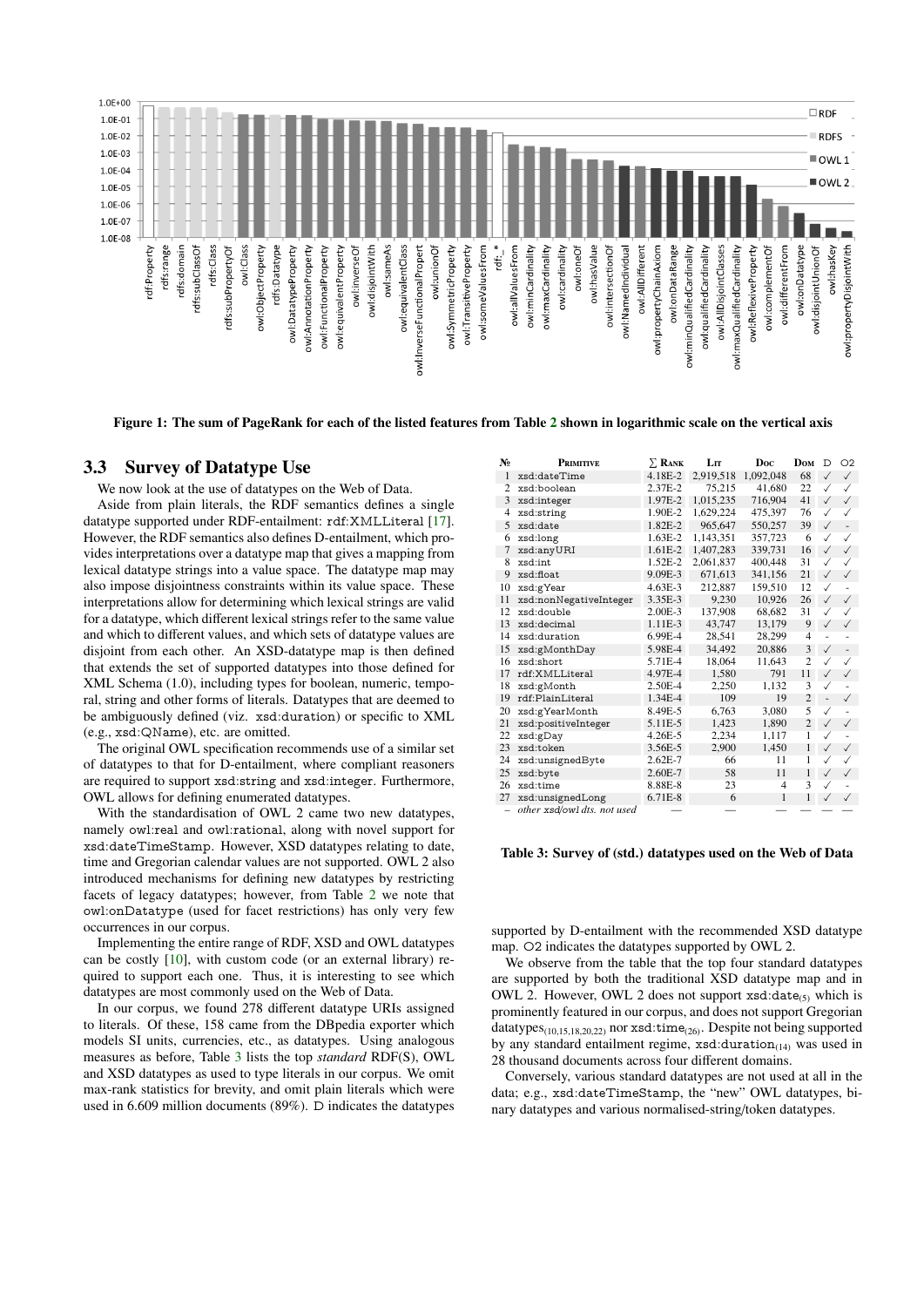Figure 1: The sum of PageRank for each of the listed features from Table 2 shown in logarithmic scale on the vertical axis

### 3.3 Survey of Datatype Use

We now look at the use of datatypes on the Web of Data.

Aside from plain literals, the RDF semantics defines a single datatype supported under RDF-entailment: rdf:XMLLiteral [17]. However, the RDF semantics also defines D-entailment, which provides interpretations over a datatype map that gives a mapping from lexical datatype strings into a value space. The datatype map may also impose disjointness constraints within its value space. These interpretations allow for determining which lexical strings are valid for a datatype, which different lexical strings refer to the same value and which to different values, and which sets of datatype values are disjoint from each other. An XSD-datatype map is then defined that extends the set of supported datatypes into those defined for XML Schema (1.0), including types for boolean, numeric, temporal, string and other forms of literals. Datatypes that are deemed to be ambiguously defined (viz. xsd:duration) or specific to XML (e.g., xsd:QName), etc. are omitted.

The original OWL specification recommends use of a similar set of datatypes to that for D-entailment, where compliant reasoners are required to support xsd:string and xsd:integer. Furthermore, OWL allows for defining enumerated datatypes.

With the standardisation of OWL 2 came two new datatypes, namely owl:real and owl:rational, along with novel support for xsd:dateTimeStamp. However, XSD datatypes relating to date, time and Gregorian calendar values are not supported. OWL 2 also introduced mechanisms for defining new datatypes by restricting facets of legacy datatypes; however, from Table 2 we note that owl:onDatatype (used for facet restrictions) has only very few occurrences in our corpus.

Implementing the entire range of RDF, XSD and OWL datatypes can be costly [10], with custom code (or an external library) required to support each one. Thus, it is interesting to see which datatypes are most commonly used on the Web of Data.

In our corpus, we found 278 different datatype URIs assigned to literals. Of these, 158 came from the DBpedia exporter which models SI units, currencies, etc., as datatypes. Using analogous measures as before, Table 3 lists the top *standard* RDF(S), OWL and XSD datatypes as used to type literals in our corpus. We omit max-rank statistics for brevity, and omit plain literals which were used in 6.609 million documents (89%). D indicates the datatypes supported by D-entailment with the recommended XSD datatype map. O2 indicates the datatypes supported by OWL 2.

| № | Primitive | ∑ Rank | Lit | Doc | Dom | D | O2 |
|---|---|---|---|---|---|---|---|
| 1 | xsd:dateTime | 4.18E-2 | 2,919,518 | 1,092,048 | 68 | ✓ | ✓ |
| 2 | xsd:boolean | 2.37E-2 | 75,215 | 41,680 | 22 | ✓ | ✓ |
| 3 | xsd:integer | 1.97E-2 | 1,015,235 | 716,904 | 41 | ✓ | ✓ |
| 4 | xsd:string | 1.90E-2 | 1,629,224 | 475,397 | 76 | ✓ | ✓ |
| 5 | xsd:date | 1.82E-2 | 965,647 | 550,257 | 39 | ✓ | - |
| 6 | xsd:long | 1.63E-2 | 1,143,351 | 357,723 | 6 | ✓ | ✓ |
| 7 | xsd:anyURI | 1.61E-2 | 1,407,283 | 339,731 | 16 | ✓ | ✓ |
| 8 | xsd:int | 1.52E-2 | 2,061,837 | 400,448 | 31 | ✓ | ✓ |
| 9 | xsd:float | 9.09E-3 | 671,613 | 341,156 | 21 | ✓ | ✓ |
| 10 | xsd:gYear | 4.63E-3 | 212,887 | 159,510 | 12 | ✓ | - |
| 11 | xsd:nonNegativeInteger | 3.35E-3 | 9,230 | 10,926 | 26 | ✓ | ✓ |
| 12 | xsd:double | 2.00E-3 | 137,908 | 68,682 | 31 | ✓ | ✓ |
| 13 | xsd:decimal | 1.11E-3 | 43,747 | 13,179 | 9 | ✓ | ✓ |
| 14 | xsd:duration | 6.99E-4 | 28,541 | 28,299 | 4 | - | - |
| 15 | xsd:gMonthDay | 5.98E-4 | 34,492 | 20,886 | 3 | ✓ | - |
| 16 | xsd:short | 5.71E-4 | 18,064 | 11,643 | 2 | ✓ | ✓ |
| 17 | rdf:XMLLiteral | 4.97E-4 | 1,580 | 791 | 11 | ✓ | ✓ |
| 18 | xsd:gMonth | 2.50E-4 | 2,250 | 1,132 | 3 | ✓ | - |
| 19 | rdf:PlainLiteral | 1.34E-4 | 109 | 19 | 2 | - | ✓ |
| 20 | xsd:gYearMonth | 8.49E-5 | 6,763 | 3,080 | 5 | ✓ | - |
| 21 | xsd:positiveInteger | 5.11E-5 | 1,423 | 1,890 | 2 | ✓ | ✓ |
| 22 | xsd:gDay | 4.26E-5 | 2,234 | 1,117 | 1 | ✓ | - |
| 23 | xsd:token | 3.56E-5 | 2,900 | 1,450 | 1 | ✓ | ✓ |
| 24 | xsd:unsignedByte | 2.62E-7 | 66 | 11 | 1 | ✓ | ✓ |
| 25 | xsd:byte | 2.60E-7 | 58 | 11 | 1 | ✓ | ✓ |
| 26 | xsd:time | 8.88E-8 | 23 | 4 | 3 | ✓ | - |
| 27 | xsd:unsignedLong | 6.71E-8 | 6 | 1 | 1 | ✓ | ✓ |
| – | *other xsd/owl dts. not used* | — | — | — | — | — | — |

Table 3: Survey of (std.) datatypes used on the Web of Data

We observe from the table that the top four standard datatypes are supported by both the traditional XSD datatype map and in OWL 2. However, OWL 2 does not support xsd:date$_{(5)}$ which is prominently featured in our corpus, and does not support Gregorian datatypes$_{(10,15,18,20,22)}$ nor xsd:time$_{(26)}$. Despite not being supported by any standard entailment regime, xsd:duration$_{(14)}$ was used in 28 thousand documents across four different domains.

Conversely, various standard datatypes are not used at all in the data; e.g., xsd:dateTimeStamp, the "new" OWL datatypes, binary datatypes and various normalised-string/token datatypes.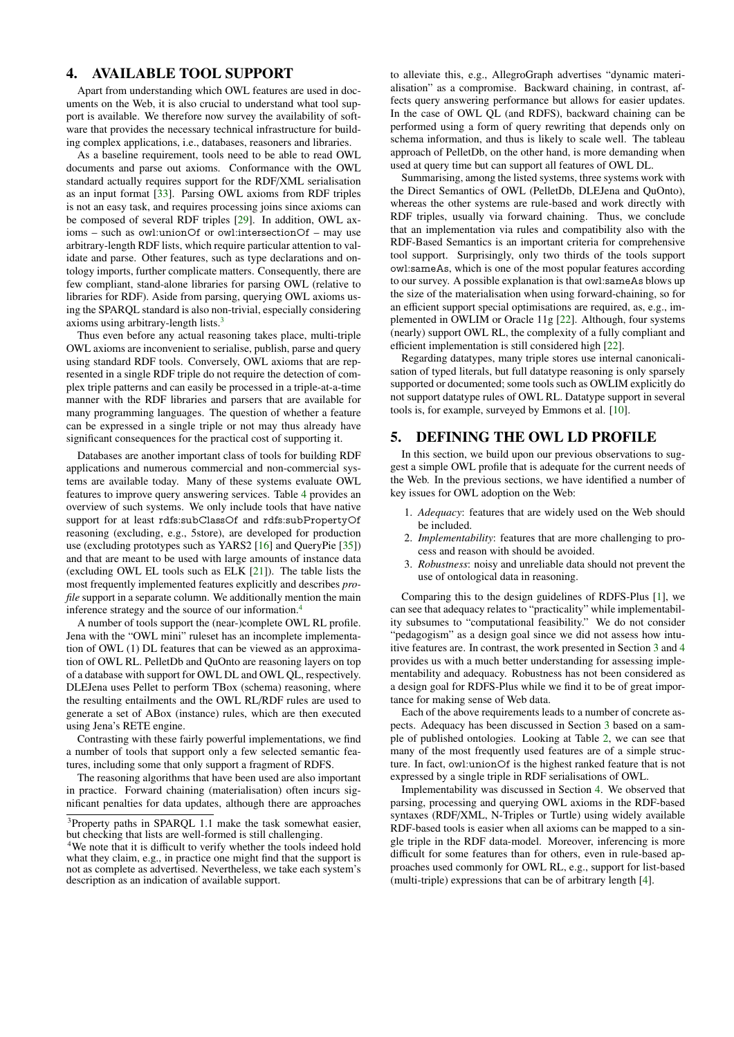## 4. AVAILABLE TOOL SUPPORT

Apart from understanding which OWL features are used in documents on the Web, it is also crucial to understand what tool support is available. We therefore now survey the availability of software that provides the necessary technical infrastructure for building complex applications, i.e., databases, reasoners and libraries.

As a baseline requirement, tools need to be able to read OWL documents and parse out axioms. Conformance with the OWL standard actually requires support for the RDF/XML serialisation as an input format [33]. Parsing OWL axioms from RDF triples is not an easy task, and requires processing joins since axioms can be composed of several RDF triples [29]. In addition, OWL axioms – such as owl:unionOf or owl:intersectionOf – may use arbitrary-length RDF lists, which require particular attention to validate and parse. Other features, such as type declarations and ontology imports, further complicate matters. Consequently, there are few compliant, stand-alone libraries for parsing OWL (relative to libraries for RDF). Aside from parsing, querying OWL axioms using the SPARQL standard is also non-trivial, especially considering axioms using arbitrary-length lists.[3]

Thus even before any actual reasoning takes place, multi-triple OWL axioms are inconvenient to serialise, publish, parse and query using standard RDF tools. Conversely, OWL axioms that are represented in a single RDF triple do not require the detection of complex triple patterns and can easily be processed in a triple-at-a-time manner with the RDF libraries and parsers that are available for many programming languages. The question of whether a feature can be expressed in a single triple or not may thus already have significant consequences for the practical cost of supporting it.

Databases are another important class of tools for building RDF applications and numerous commercial and non-commercial systems are available today. Many of these systems evaluate OWL features to improve query answering services. Table 4 provides an overview of such systems. We only include tools that have native support for at least rdfs:subClassOf and rdfs:subPropertyOf reasoning (excluding, e.g., 5store), are developed for production use (excluding prototypes such as YARS2 [16] and QueryPie [35]) and that are meant to be used with large amounts of instance data (excluding OWL EL tools such as ELK [21]). The table lists the most frequently implemented features explicitly and describes *profile* support in a separate column. We additionally mention the main inference strategy and the source of our information.[4]

A number of tools support the (near-)complete OWL RL profile. Jena with the "OWL mini" ruleset has an incomplete implementation of OWL (1) DL features that can be viewed as an approximation of OWL RL. PelletDb and QuOnto are reasoning layers on top of a database with support for OWL DL and OWL QL, respectively. DLEJena uses Pellet to perform TBox (schema) reasoning, where the resulting entailments and the OWL RL/RDF rules are used to generate a set of ABox (instance) rules, which are then executed using Jena's RETE engine.

Contrasting with these fairly powerful implementations, we find a number of tools that support only a few selected semantic features, including some that only support a fragment of RDFS.

The reasoning algorithms that have been used are also important in practice. Forward chaining (materialisation) often incurs significant penalties for data updates, although there are approaches to alleviate this, e.g., AllegroGraph advertises "dynamic materialisation" as a compromise. Backward chaining, in contrast, affects query answering performance but allows for easier updates. In the case of OWL QL (and RDFS), backward chaining can be performed using a form of query rewriting that depends only on schema information, and thus is likely to scale well. The tableau approach of PelletDb, on the other hand, is more demanding when used at query time but can support all features of OWL DL.

Summarising, among the listed systems, three systems work with the Direct Semantics of OWL (PelletDb, DLEJena and QuOnto), whereas the other systems are rule-based and work directly with RDF triples, usually via forward chaining. Thus, we conclude that an implementation via rules and compatibility also with the RDF-Based Semantics is an important criteria for comprehensive tool support. Surprisingly, only two thirds of the tools support owl:sameAs, which is one of the most popular features according to our survey. A possible explanation is that owl:sameAs blows up the size of the materialisation when using forward-chaining, so for an efficient support special optimisations are required, as, e.g., implemented in OWLIM or Oracle 11g [22]. Although, four systems (nearly) support OWL RL, the complexity of a fully compliant and efficient implementation is still considered high [22].

Regarding datatypes, many triple stores use internal canonicalisation of typed literals, but full datatype reasoning is only sparsely supported or documented; some tools such as OWLIM explicitly do not support datatype rules of OWL RL. Datatype support in several tools is, for example, surveyed by Emmons et al. [10].

## 5. DEFINING THE OWL LD PROFILE

In this section, we build upon our previous observations to suggest a simple OWL profile that is adequate for the current needs of the Web. In the previous sections, we have identified a number of key issues for OWL adoption on the Web:

1. *Adequacy*: features that are widely used on the Web should be included.
2. *Implementability*: features that are more challenging to process and reason with should be avoided.
3. *Robustness*: noisy and unreliable data should not prevent the use of ontological data in reasoning.

Comparing this to the design guidelines of RDFS-Plus [1], we can see that adequacy relates to "practicality" while implementability subsumes to "computational feasibility." We do not consider "pedagogism" as a design goal since we did not assess how intuitive features are. In contrast, the work presented in Section 3 and 4 provides us with a much better understanding for assessing implementability and adequacy. Robustness has not been considered as a design goal for RDFS-Plus while we find it to be of great importance for making sense of Web data.

Each of the above requirements leads to a number of concrete aspects. Adequacy has been discussed in Section 3 based on a sample of published ontologies. Looking at Table 2, we can see that many of the most frequently used features are of a simple structure. In fact, owl:unionOf is the highest ranked feature that is not expressed by a single triple in RDF serialisations of OWL.

Implementability was discussed in Section 4. We observed that parsing, processing and querying OWL axioms in the RDF-based syntaxes (RDF/XML, N-Triples or Turtle) using widely available RDF-based tools is easier when all axioms can be mapped to a single triple in the RDF data-model. Moreover, inferencing is more difficult for some features than for others, even in rule-based approaches used commonly for OWL RL, e.g., support for list-based (multi-triple) expressions that can be of arbitrary length [4].

[3] Property paths in SPARQL 1.1 make the task somewhat easier, but checking that lists are well-formed is still challenging.

[4] We note that it is difficult to verify whether the tools indeed hold what they claim, e.g., in practice one might find that the support is not as complete as advertised. Nevertheless, we take each system's description as an indication of available support.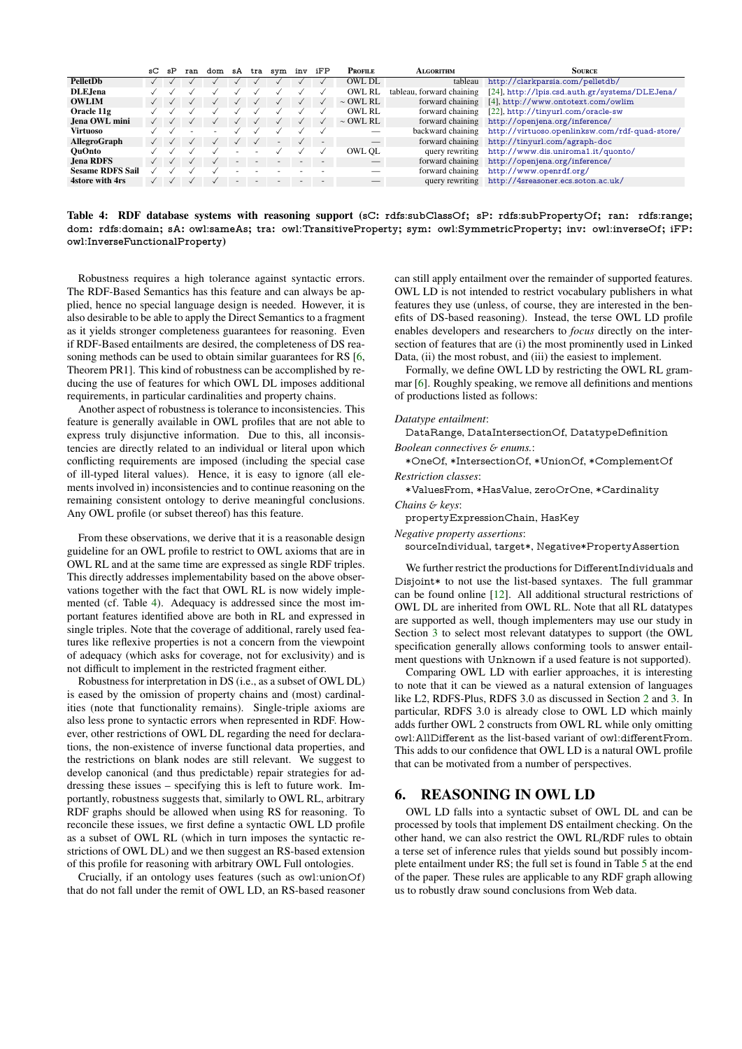| | sC | sP | ran | dom | sA | tra | sym | inv | iFP | Profile | Algorithm | Source |
|---|---|---|---|---|---|---|---|---|---|---|---|---|
| **PelletDb** | ✓ | ✓ | ✓ | ✓ | ✓ | ✓ | ✓ | ✓ | ✓ | OWL DL | tableau | http://clarkparsia.com/pelletdb/ |
| **DLEJena** | ✓ | ✓ | ✓ | ✓ | ✓ | ✓ | ✓ | ✓ | ✓ | OWL RL | tableau, forward chaining | [24], http://lpis.csd.auth.gr/systems/DLEJena/ |
| **OWLIM** | ✓ | ✓ | ✓ | ✓ | ✓ | ✓ | ✓ | ✓ | ✓ | ~ OWL RL | forward chaining | [4], http://www.ontotext.com/owlim |
| **Oracle 11g** | ✓ | ✓ | ✓ | ✓ | ✓ | ✓ | ✓ | ✓ | ✓ | OWL RL | forward chaining | [22], http://tinyurl.com/oracle-sw |
| **Jena OWL mini** | ✓ | ✓ | ✓ | ✓ | ✓ | ✓ | ✓ | ✓ | ✓ | ~ OWL RL | forward chaining | http://openjena.org/inference/ |
| **Virtuoso** | ✓ | ✓ | - | - | ✓ | ✓ | ✓ | ✓ | ✓ | — | backward chaining | http://virtuoso.openlinksw.com/rdf-quad-store/ |
| **AllegroGraph** | ✓ | ✓ | ✓ | ✓ | ✓ | ✓ | - | ✓ | - | — | forward chaining | http://tinyurl.com/agraph-doc |
| **QuOnto** | ✓ | ✓ | ✓ | ✓ | - | - | ✓ | ✓ | ✓ | OWL QL | query rewriting | http://www.dis.uniroma1.it/quonto/ |
| **Jena RDFS** | ✓ | ✓ | ✓ | ✓ | - | - | - | - | - | — | forward chaining | http://openjena.org/inference/ |
| **Sesame RDFS Sail** | ✓ | ✓ | ✓ | ✓ | - | - | - | - | - | — | forward chaining | http://www.openrdf.org/ |
| **4store with 4rs** | ✓ | ✓ | ✓ | ✓ | - | - | - | - | - | — | query rewriting | http://4sreasoner.ecs.soton.ac.uk/ |

**Table 4: RDF database systems with reasoning support** (sC: rdfs:subClassOf; sP: rdfs:subPropertyOf; ran: rdfs:range; dom: rdfs:domain; sA: owl:sameAs; tra: owl:TransitiveProperty; sym: owl:SymmetricProperty; inv: owl:inverseOf; iFP: owl:InverseFunctionalProperty)

Robustness requires a high tolerance against syntactic errors. The RDF-Based Semantics has this feature and can always be applied, hence no special language design is needed. However, it is also desirable to be able to apply the Direct Semantics to a fragment as it yields stronger completeness guarantees for reasoning. Even if RDF-Based entailments are desired, the completeness of DS reasoning methods can be used to obtain similar guarantees for RS [6, Theorem PR1]. This kind of robustness can be accomplished by reducing the use of features for which OWL DL imposes additional requirements, in particular cardinalities and property chains.

Another aspect of robustness is tolerance to inconsistencies. This feature is generally available in OWL profiles that are not able to express truly disjunctive information. Due to this, all inconsistencies are directly related to an individual or literal upon which conflicting requirements are imposed (including the special case of ill-typed literal values). Hence, it is easy to ignore (all elements involved in) inconsistencies and to continue reasoning on the remaining consistent ontology to derive meaningful conclusions. Any OWL profile (or subset thereof) has this feature.

From these observations, we derive that it is a reasonable design guideline for an OWL profile to restrict to OWL axioms that are in OWL RL and at the same time are expressed as single RDF triples. This directly addresses implementability based on the above observations together with the fact that OWL RL is now widely implemented (cf. Table 4). Adequacy is addressed since the most important features identified above are both in RL and expressed in single triples. Note that the coverage of additional, rarely used features like reflexive properties is not a concern from the viewpoint of adequacy (which asks for coverage, not for exclusivity) and is not difficult to implement in the restricted fragment either.

Robustness for interpretation in DS (i.e., as a subset of OWL DL) is eased by the omission of property chains and (most) cardinalities (note that functionality remains). Single-triple axioms are also less prone to syntactic errors when represented in RDF. However, other restrictions of OWL DL regarding the need for declarations, the non-existence of inverse functional data properties, and the restrictions on blank nodes are still relevant. We suggest to develop canonical (and thus predictable) repair strategies for addressing these issues – specifying this is left to future work. Importantly, robustness suggests that, similarly to OWL RL, arbitrary RDF graphs should be allowed when using RS for reasoning. To reconcile these issues, we first define a syntactic OWL LD profile as a subset of OWL RL (which in turn imposes the syntactic restrictions of OWL DL) and we then suggest an RS-based extension of this profile for reasoning with arbitrary OWL Full ontologies.

Crucially, if an ontology uses features (such as owl:unionOf) that do not fall under the remit of OWL LD, an RS-based reasoner can still apply entailment over the remainder of supported features. OWL LD is not intended to restrict vocabulary publishers in what features they use (unless, of course, they are interested in the benefits of DS-based reasoning). Instead, the terse OWL LD profile enables developers and researchers to *focus* directly on the intersection of features that are (i) the most prominently used in Linked Data, (ii) the most robust, and (iii) the easiest to implement.

Formally, we define OWL LD by restricting the OWL RL grammar [6]. Roughly speaking, we remove all definitions and mentions of productions listed as follows:

*Datatype entailment*:
DataRange, DataIntersectionOf, DatatypeDefinition

*Boolean connectives & enums.*:
*OneOf, *IntersectionOf, *UnionOf, *ComplementOf

*Restriction classes*:
*ValuesFrom, *HasValue, zeroOrOne, *Cardinality

*Chains & keys*:
propertyExpressionChain, HasKey

*Negative property assertions*:
sourceIndividual, target*, Negative*PropertyAssertion

We further restrict the productions for DifferentIndividuals and Disjoint* to not use the list-based syntaxes. The full grammar can be found online [12]. All additional structural restrictions of OWL DL are inherited from OWL RL. Note that all RL datatypes are supported as well, though implementers may use our study in Section 3 to select most relevant datatypes to support (the OWL specification generally allows conforming tools to answer entailment questions with Unknown if a used feature is not supported).

Comparing OWL LD with earlier approaches, it is interesting to note that it can be viewed as a natural extension of languages like L2, RDFS-Plus, RDFS 3.0 as discussed in Section 2 and 3. In particular, RDFS 3.0 is already close to OWL LD which mainly adds further OWL 2 constructs from OWL RL while only omitting owl:AllDifferent as the list-based variant of owl:differentFrom. This adds to our confidence that OWL LD is a natural OWL profile that can be motivated from a number of perspectives.

## 6. REASONING IN OWL LD

OWL LD falls into a syntactic subset of OWL DL and can be processed by tools that implement DS entailment checking. On the other hand, we can also restrict the OWL RL/RDF rules to obtain a terse set of inference rules that yields sound but possibly incomplete entailment under RS; the full set is found in Table 5 at the end of the paper. These rules are applicable to any RDF graph allowing us to robustly draw sound conclusions from Web data.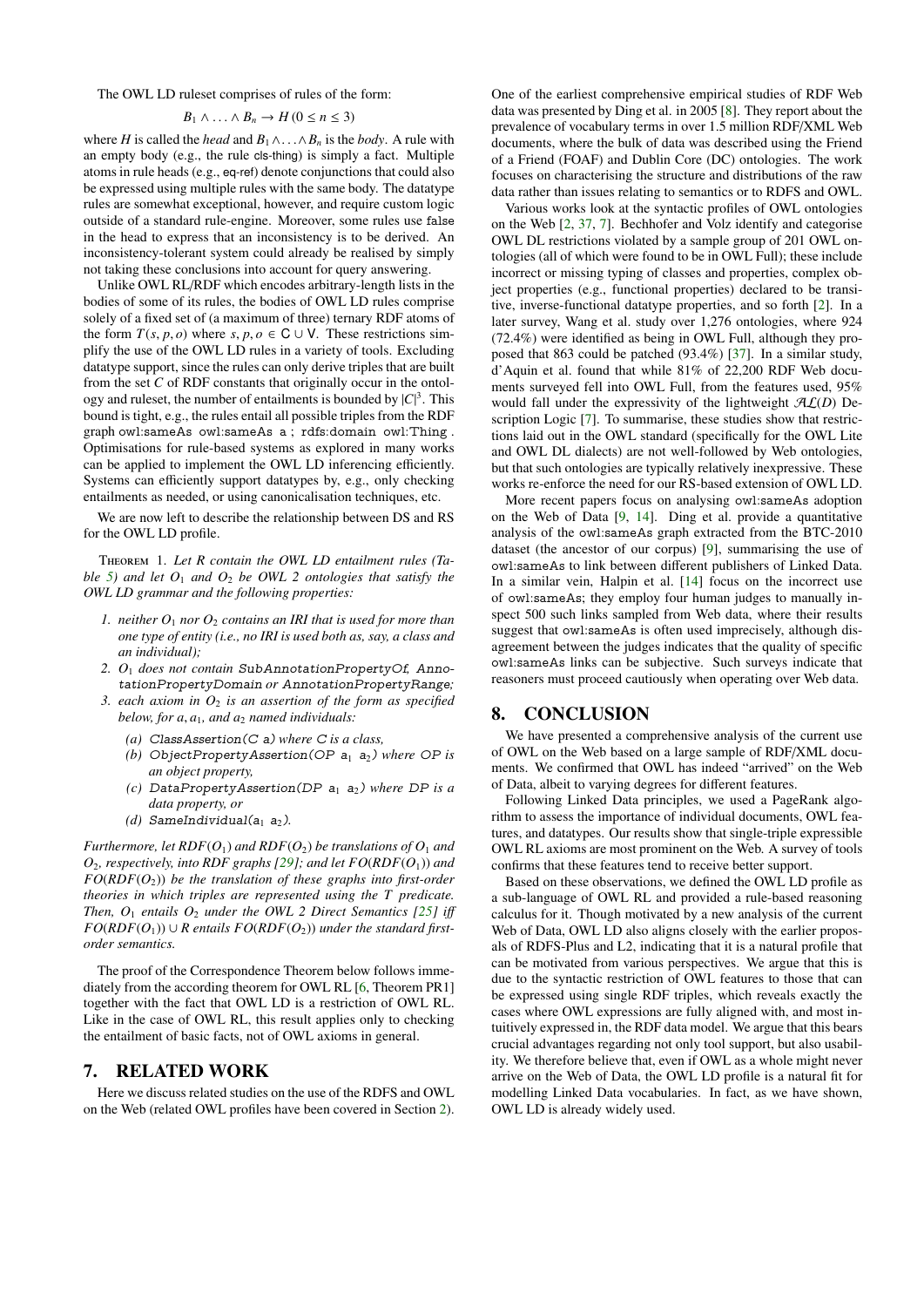The OWL LD ruleset comprises of rules of the form:

$$B_1 \wedge \ldots \wedge B_n \rightarrow H \; (0 \leq n \leq 3)$$

where $H$ is called the *head* and $B_1 \wedge \ldots \wedge B_n$ is the *body*. A rule with an empty body (e.g., the rule cls-thing) is simply a fact. Multiple atoms in rule heads (e.g., eq-ref) denote conjunctions that could also be expressed using multiple rules with the same body. The datatype rules are somewhat exceptional, however, and require custom logic outside of a standard rule-engine. Moreover, some rules use false in the head to express that an inconsistency is to be derived. An inconsistency-tolerant system could already be realised by simply not taking these conclusions into account for query answering.

Unlike OWL RL/RDF which encodes arbitrary-length lists in the bodies of some of its rules, the bodies of OWL LD rules comprise solely of a fixed set of (a maximum of three) ternary RDF atoms of the form $T(s, p, o)$ where $s, p, o \in \mathsf{C} \cup \mathsf{V}$. These restrictions simplify the use of the OWL LD rules in a variety of tools. Excluding datatype support, since the rules can only derive triples that are built from the set $C$ of RDF constants that originally occur in the ontology and ruleset, the number of entailments is bounded by $|C|^3$. This bound is tight, e.g., the rules entail all possible triples from the RDF graph owl:sameAs owl:sameAs a ; rdfs:domain owl:Thing . Optimisations for rule-based systems as explored in many works can be applied to implement the OWL LD inferencing efficiently. Systems can efficiently support datatypes by, e.g., only checking entailments as needed, or using canonicalisation techniques, etc.

We are now left to describe the relationship between DS and RS for the OWL LD profile.

Theorem 1. *Let R contain the OWL LD entailment rules (Table 5) and let $O_1$ and $O_2$ be OWL 2 ontologies that satisfy the OWL LD grammar and the following properties:*

1. *neither $O_1$ nor $O_2$ contains an IRI that is used for more than one type of entity (i.e., no IRI is used both as, say, a class and an individual);*
2. *$O_1$ does not contain* SubAnnotationPropertyOf*,* AnnotationPropertyDomain *or* AnnotationPropertyRange*;*
3. *each axiom in $O_2$ is an assertion of the form as specified below, for $a$, $a_1$, and $a_2$ named individuals:*
   - *(a)* ClassAssertion(*C* a) *where C is a class,*
   - *(b)* ObjectPropertyAssertion(*OP* $a_1$ $a_2$) *where OP is an object property,*
   - *(c)* DataPropertyAssertion(*DP* $a_1$ $a_2$) *where DP is a data property, or*
   - *(d)* SameIndividual($a_1$ $a_2$)*.*

*Furthermore, let $RDF(O_1)$ and $RDF(O_2)$ be translations of $O_1$ and $O_2$, respectively, into RDF graphs [29]; and let $FO(RDF(O_1))$ and $FO(RDF(O_2))$ be the translation of these graphs into first-order theories in which triples are represented using the T predicate. Then, $O_1$ entails $O_2$ under the OWL 2 Direct Semantics [25] iff $FO(RDF(O_1)) \cup R$ entails $FO(RDF(O_2))$ under the standard first-order semantics.*

The proof of the Correspondence Theorem below follows immediately from the according theorem for OWL RL [6, Theorem PR1] together with the fact that OWL LD is a restriction of OWL RL. Like in the case of OWL RL, this result applies only to checking the entailment of basic facts, not of OWL axioms in general.

## 7. RELATED WORK

Here we discuss related studies on the use of the RDFS and OWL on the Web (related OWL profiles have been covered in Section 2).

One of the earliest comprehensive empirical studies of RDF Web data was presented by Ding et al. in 2005 [8]. They report about the prevalence of vocabulary terms in over 1.5 million RDF/XML Web documents, where the bulk of data was described using the Friend of a Friend (FOAF) and Dublin Core (DC) ontologies. The work focuses on characterising the structure and distributions of the raw data rather than issues relating to semantics or to RDFS and OWL.

Various works look at the syntactic profiles of OWL ontologies on the Web [2, 37, 7]. Bechhofer and Volz identify and categorise OWL DL restrictions violated by a sample group of 201 OWL ontologies (all of which were found to be in OWL Full); these include incorrect or missing typing of classes and properties, complex object properties (e.g., functional properties) declared to be transitive, inverse-functional datatype properties, and so forth [2]. In a later survey, Wang et al. study over 1,276 ontologies, where 924 (72.4%) were identified as being in OWL Full, although they proposed that 863 could be patched (93.4%) [37]. In a similar study, d'Aquin et al. found that while 81% of 22,200 RDF Web documents surveyed fell into OWL Full, from the features used, 95% would fall under the expressivity of the lightweight $\mathcal{AL}(D)$ Description Logic [7]. To summarise, these studies show that restrictions laid out in the OWL standard (specifically for the OWL Lite and OWL DL dialects) are not well-followed by Web ontologies, but that such ontologies are typically relatively inexpressive. These works re-enforce the need for our RS-based extension of OWL LD.

More recent papers focus on analysing owl:sameAs adoption on the Web of Data [9, 14]. Ding et al. provide a quantitative analysis of the owl:sameAs graph extracted from the BTC-2010 dataset (the ancestor of our corpus) [9], summarising the use of owl:sameAs to link between different publishers of Linked Data. In a similar vein, Halpin et al. [14] focus on the incorrect use of owl:sameAs; they employ four human judges to manually inspect 500 such links sampled from Web data, where their results suggest that owl:sameAs is often used imprecisely, although disagreement between the judges indicates that the quality of specific owl:sameAs links can be subjective. Such surveys indicate that reasoners must proceed cautiously when operating over Web data.

## 8. CONCLUSION

We have presented a comprehensive analysis of the current use of OWL on the Web based on a large sample of RDF/XML documents. We confirmed that OWL has indeed "arrived" on the Web of Data, albeit to varying degrees for different features.

Following Linked Data principles, we used a PageRank algorithm to assess the importance of individual documents, OWL features, and datatypes. Our results show that single-triple expressible OWL RL axioms are most prominent on the Web. A survey of tools confirms that these features tend to receive better support.

Based on these observations, we defined the OWL LD profile as a sub-language of OWL RL and provided a rule-based reasoning calculus for it. Though motivated by a new analysis of the current Web of Data, OWL LD also aligns closely with the earlier proposals of RDFS-Plus and L2, indicating that it is a natural profile that can be motivated from various perspectives. We argue that this is due to the syntactic restriction of OWL features to those that can be expressed using single RDF triples, which reveals exactly the cases where OWL expressions are fully aligned with, and most intuitively expressed in, the RDF data model. We argue that this bears crucial advantages regarding not only tool support, but also usability. We therefore believe that, even if OWL as a whole might never arrive on the Web of Data, the OWL LD profile is a natural fit for modelling Linked Data vocabularies. In fact, as we have shown, OWL LD is already widely used.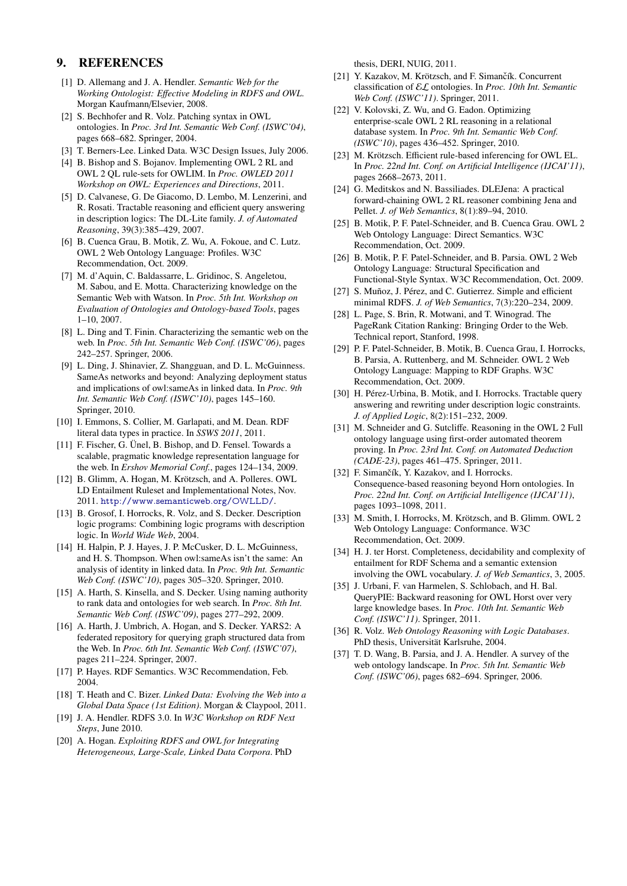## 9. REFERENCES

[1] D. Allemang and J. A. Hendler. *Semantic Web for the Working Ontologist: Effective Modeling in RDFS and OWL*. Morgan Kaufmann/Elsevier, 2008.

[2] S. Bechhofer and R. Volz. Patching syntax in OWL ontologies. In *Proc. 3rd Int. Semantic Web Conf. (ISWC'04)*, pages 668–682. Springer, 2004.

[3] T. Berners-Lee. Linked Data. W3C Design Issues, July 2006.

[4] B. Bishop and S. Bojanov. Implementing OWL 2 RL and OWL 2 QL rule-sets for OWLIM. In *Proc. OWLED 2011 Workshop on OWL: Experiences and Directions*, 2011.

[5] D. Calvanese, G. De Giacomo, D. Lembo, M. Lenzerini, and R. Rosati. Tractable reasoning and efficient query answering in description logics: The DL-Lite family. *J. of Automated Reasoning*, 39(3):385–429, 2007.

[6] B. Cuenca Grau, B. Motik, Z. Wu, A. Fokoue, and C. Lutz. OWL 2 Web Ontology Language: Profiles. W3C Recommendation, Oct. 2009.

[7] M. d'Aquin, C. Baldassarre, L. Gridinoc, S. Angeletou, M. Sabou, and E. Motta. Characterizing knowledge on the Semantic Web with Watson. In *Proc. 5th Int. Workshop on Evaluation of Ontologies and Ontology-based Tools*, pages 1–10, 2007.

[8] L. Ding and T. Finin. Characterizing the semantic web on the web. In *Proc. 5th Int. Semantic Web Conf. (ISWC'06)*, pages 242–257. Springer, 2006.

[9] L. Ding, J. Shinavier, Z. Shangguan, and D. L. McGuinness. SameAs networks and beyond: Analyzing deployment status and implications of owl:sameAs in linked data. In *Proc. 9th Int. Semantic Web Conf. (ISWC'10)*, pages 145–160. Springer, 2010.

[10] I. Emmons, S. Collier, M. Garlapati, and M. Dean. RDF literal data types in practice. In *SSWS 2011*, 2011.

[11] F. Fischer, G. Ünel, B. Bishop, and D. Fensel. Towards a scalable, pragmatic knowledge representation language for the web. In *Ershov Memorial Conf.*, pages 124–134, 2009.

[12] B. Glimm, A. Hogan, M. Krötzsch, and A. Polleres. OWL LD Entailment Ruleset and Implementational Notes, Nov. 2011. http://www.semanticweb.org/OWLLD/.

[13] B. Grosof, I. Horrocks, R. Volz, and S. Decker. Description logic programs: Combining logic programs with description logic. In *World Wide Web*, 2004.

[14] H. Halpin, P. J. Hayes, J. P. McCusker, D. L. McGuinness, and H. S. Thompson. When owl:sameAs isn't the same: An analysis of identity in linked data. In *Proc. 9th Int. Semantic Web Conf. (ISWC'10)*, pages 305–320. Springer, 2010.

[15] A. Harth, S. Kinsella, and S. Decker. Using naming authority to rank data and ontologies for web search. In *Proc. 8th Int. Semantic Web Conf. (ISWC'09)*, pages 277–292, 2009.

[16] A. Harth, J. Umbrich, A. Hogan, and S. Decker. YARS2: A federated repository for querying graph structured data from the Web. In *Proc. 6th Int. Semantic Web Conf. (ISWC'07)*, pages 211–224. Springer, 2007.

[17] P. Hayes. RDF Semantics. W3C Recommendation, Feb. 2004.

[18] T. Heath and C. Bizer. *Linked Data: Evolving the Web into a Global Data Space (1st Edition)*. Morgan & Claypool, 2011.

[19] J. A. Hendler. RDFS 3.0. In *W3C Workshop on RDF Next Steps*, June 2010.

[20] A. Hogan. *Exploiting RDFS and OWL for Integrating Heterogeneous, Large-Scale, Linked Data Corpora*. PhD thesis, DERI, NUIG, 2011.

[21] Y. Kazakov, M. Krötzsch, and F. Simančík. Concurrent classification of $\mathcal{EL}$ ontologies. In *Proc. 10th Int. Semantic Web Conf. (ISWC'11)*. Springer, 2011.

[22] V. Kolovski, Z. Wu, and G. Eadon. Optimizing enterprise-scale OWL 2 RL reasoning in a relational database system. In *Proc. 9th Int. Semantic Web Conf. (ISWC'10)*, pages 436–452. Springer, 2010.

[23] M. Krötzsch. Efficient rule-based inferencing for OWL EL. In *Proc. 22nd Int. Conf. on Artificial Intelligence (IJCAI'11)*, pages 2668–2673, 2011.

[24] G. Meditskos and N. Bassiliades. DLEJena: A practical forward-chaining OWL 2 RL reasoner combining Jena and Pellet. *J. of Web Semantics*, 8(1):89–94, 2010.

[25] B. Motik, P. F. Patel-Schneider, and B. Cuenca Grau. OWL 2 Web Ontology Language: Direct Semantics. W3C Recommendation, Oct. 2009.

[26] B. Motik, P. F. Patel-Schneider, and B. Parsia. OWL 2 Web Ontology Language: Structural Specification and Functional-Style Syntax. W3C Recommendation, Oct. 2009.

[27] S. Muñoz, J. Pérez, and C. Gutierrez. Simple and efficient minimal RDFS. *J. of Web Semantics*, 7(3):220–234, 2009.

[28] L. Page, S. Brin, R. Motwani, and T. Winograd. The PageRank Citation Ranking: Bringing Order to the Web. Technical report, Stanford, 1998.

[29] P. F. Patel-Schneider, B. Motik, B. Cuenca Grau, I. Horrocks, B. Parsia, A. Ruttenberg, and M. Schneider. OWL 2 Web Ontology Language: Mapping to RDF Graphs. W3C Recommendation, Oct. 2009.

[30] H. Pérez-Urbina, B. Motik, and I. Horrocks. Tractable query answering and rewriting under description logic constraints. *J. of Applied Logic*, 8(2):151–232, 2009.

[31] M. Schneider and G. Sutcliffe. Reasoning in the OWL 2 Full ontology language using first-order automated theorem proving. In *Proc. 23rd Int. Conf. on Automated Deduction (CADE-23)*, pages 461–475. Springer, 2011.

[32] F. Simančík, Y. Kazakov, and I. Horrocks. Consequence-based reasoning beyond Horn ontologies. In *Proc. 22nd Int. Conf. on Artificial Intelligence (IJCAI'11)*, pages 1093–1098, 2011.

[33] M. Smith, I. Horrocks, M. Krötzsch, and B. Glimm. OWL 2 Web Ontology Language: Conformance. W3C Recommendation, Oct. 2009.

[34] H. J. ter Horst. Completeness, decidability and complexity of entailment for RDF Schema and a semantic extension involving the OWL vocabulary. *J. of Web Semantics*, 3, 2005.

[35] J. Urbani, F. van Harmelen, S. Schlobach, and H. Bal. QueryPIE: Backward reasoning for OWL Horst over very large knowledge bases. In *Proc. 10th Int. Semantic Web Conf. (ISWC'11)*. Springer, 2011.

[36] R. Volz. *Web Ontology Reasoning with Logic Databases*. PhD thesis, Universität Karlsruhe, 2004.

[37] T. D. Wang, B. Parsia, and J. A. Hendler. A survey of the web ontology landscape. In *Proc. 5th Int. Semantic Web Conf. (ISWC'06)*, pages 682–694. Springer, 2006.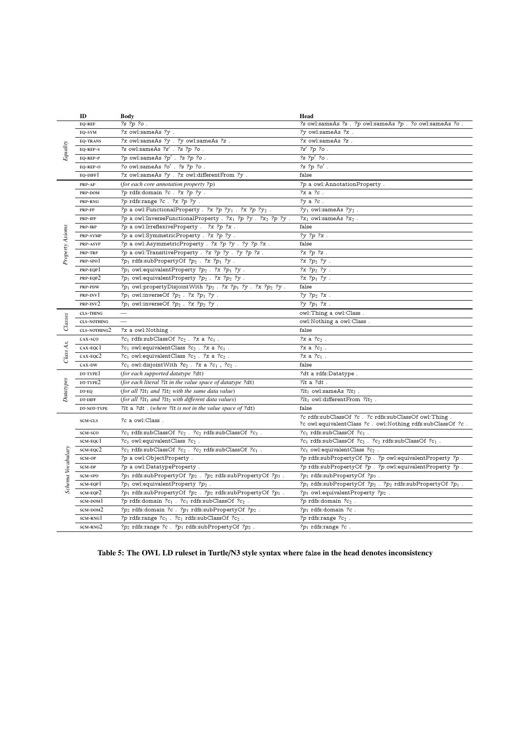| | ID | Body | Head |
|---|---|---|---|
| *Equality* | EQ-REF | ?s ?p ?o . | ?s owl:sameAs ?s . ?p owl:sameAs ?p . ?o owl:sameAs ?o . |
| | EQ-SYM | ?x owl:sameAs ?y . | ?y owl:sameAs ?x . |
| | EQ-TRANS | ?x owl:sameAs ?y . ?y owl:sameAs ?z . | ?x owl:sameAs ?z . |
| | EQ-REP-S | ?s owl:sameAs ?s′ . ?s ?p ?o . | ?s′ ?p ?o . |
| | EQ-REP-P | ?p owl:sameAs ?p′ . ?s ?p ?o . | ?s ?p′ ?o . |
| | EQ-REP-O | ?o owl:sameAs ?o′ . ?s ?p ?o . | ?s ?p ?o′ . |
| | EQ-DIFF1 | ?x owl:sameAs ?y . ?x owl:differentFrom ?y . | false |
| *Property Axioms* | PRP-AP | (*for each core annotation property ?p*) | ?p a owl:AnnotationProperty . |
| | PRP-DOM | ?p rdfs:domain ?c . ?x ?p ?y . | ?x a ?c . |
| | PRP-RNG | ?p rdfs:range ?c . ?x ?p ?y . | ?y a ?c . |
| | PRP-FP | ?p a owl:FunctionalProperty . ?x ?p $?y_1$ . ?x ?p $?y_2$ . | $?y_1$ owl:sameAs $?y_2$ . |
| | PRP-IFP | ?p a owl:InverseFunctionalProperty . $?x_1$ ?p ?y . $?x_2$ ?p ?y . | $?x_1$ owl:sameAs $?x_2$ . |
| | PRP-IRP | ?p a owl:IrreflexiveProperty . ?x ?p ?x . | false |
| | PRP-SYMP | ?p a owl:SymmetricProperty . ?x ?p ?y . | ?y ?p ?x . |
| | PRP-ASYP | ?p a owl:AsymmetricProperty . ?x ?p ?y . ?y ?p ?x . | false |
| | PRP-TRP | ?p a owl:TransitiveProperty . ?x ?p ?y . ?y ?p ?z . | ?x ?p ?z . |
| | PRP-SPO1 | $?p_1$ rdfs:subPropertyOf $?p_2$ . ?x $?p_1$ ?y . | ?x $?p_2$ ?y . |
| | PRP-EQP1 | $?p_1$ owl:equivalentProperty $?p_2$ . ?x $?p_1$ ?y . | ?x $?p_2$ ?y . |
| | PRP-EQP2 | $?p_1$ owl:equivalentProperty $?p_2$ . ?x $?p_2$ ?y . | ?x $?p_1$ ?y . |
| | PRP-PDW | $?p_1$ owl:propertyDisjointWith $?p_2$ . ?x $?p_1$ ?y . ?x $?p_2$ ?y . | false |
| | PRP-INV1 | $?p_1$ owl:inverseOf $?p_2$ . ?x $?p_1$ ?y . | ?y $?p_2$ ?x . |
| | PRP-INV2 | $?p_1$ owl:inverseOf $?p_2$ . ?x $?p_2$ ?y . | ?y $?p_1$ ?x . |
| *Classes* | CLS-THING | — | owl:Thing a owl:Class . |
| | CLS-NOTHING | — | owl:Nothing a owl:Class . |
| | CLS-NOTHING2 | ?x a owl:Nothing . | false |
| *Class Ax.* | CAX-SCO | $?c_1$ rdfs:subClassOf $?c_2$ . ?x a $?c_1$ . | ?x a $?c_2$ . |
| | CAX-EQC1 | $?c_1$ owl:equivalentClass $?c_2$ . ?x a $?c_1$ . | ?x a $?c_2$ . |
| | CAX-EQC2 | $?c_1$ owl:equivalentClass $?c_2$ . ?x a $?c_2$ . | ?x a $?c_1$ . |
| | CAX-DW | $?c_1$ owl:disjointWith $?c_2$ . ?x a $?c_1$ , $?c_2$ . | false |
| *Datatypes* | DT-TYPE1 | (*for each supported datatype ?dt*) | ?dt a rdfs:Datatype . |
| | DT-TYPE2 | (*for each literal ?lt in the value space of datatype ?dt*) | ?lt a ?dt . |
| | DT-EQ | (*for all $?lt_1$ and $?lt_2$ with the same data value*) | $?lt_1$ owl:sameAs $?lt_2$ . |
| | DT-DIFF | (*for all $?lt_1$ and $?lt_2$ with different data values*) | $?lt_1$ owl:differentFrom $?lt_2$ . |
| | DT-NOT-TYPE | ?lt a ?dt . (*where ?lt is not in the value space of ?dt*) | false |
| *Schema Vocabulary* | SCM-CLS | ?c a owl:Class . | ?c rdfs:subClassOf ?c . ?c rdfs:subClassOf owl:Thing . ?c owl:equivalentClass ?c . owl:Nothing rdfs:subClassOf ?c . |
| | SCM-SCO | $?c_1$ rdfs:subClassOf $?c_2$ . $?c_2$ rdfs:subClassOf $?c_3$ . | $?c_1$ rdfs:subClassOf $?c_3$ . |
| | SCM-EQC1 | $?c_1$ owl:equivalentClass $?c_2$ . | $?c_1$ rdfs:subClassOf $?c_2$ . $?c_2$ rdfs:subClassOf $?c_1$ . |
| | SCM-EQC2 | $?c_1$ rdfs:subClassOf $?c_2$ . $?c_2$ rdfs:subClassOf $?c_1$ . | $?c_1$ owl:equivalentClass $?c_2$ . |
| | SCM-OP | ?p a owl:ObjectProperty . | ?p rdfs:subPropertyOf ?p . ?p owl:equivalentProperty ?p . |
| | SCM-DP | ?p a owl:DatatypeProperty . | ?p rdfs:subPropertyOf ?p . ?p owl:equivalentProperty ?p . |
| | SCM-SPO | $?p_1$ rdfs:subPropertyOf $?p_2$ . $?p_2$ rdfs:subPropertyOf $?p_3$ . | $?p_1$ rdfs:subPropertyOf $?p_3$ . |
| | SCM-EQP1 | $?p_1$ owl:equivalentProperty $?p_2$ . | $?p_1$ rdfs:subPropertyOf $?p_2$ . $?p_2$ rdfs:subPropertyOf $?p_1$ . |
| | SCM-EQP2 | $?p_1$ rdfs:subPropertyOf $?p_2$ . $?p_2$ rdfs:subPropertyOf $?p_1$ . | $?p_1$ owl:equivalentProperty $?p_2$ . |
| | SCM-DOM1 | ?p rdfs:domain $?c_1$ . $?c_1$ rdfs:subClassOf $?c_2$ . | ?p rdfs:domain $?c_2$ . |
| | SCM-DOM2 | $?p_2$ rdfs:domain ?c . $?p_1$ rdfs:subPropertyOf $?p_2$ . | $?p_1$ rdfs:domain ?c . |
| | SCM-RNG1 | ?p rdfs:range $?c_1$ . $?c_1$ rdfs:subClassOf $?c_2$ . | ?p rdfs:range $?c_2$ . |
| | SCM-RNG2 | $?p_2$ rdfs:range ?c . $?p_1$ rdfs:subPropertyOf $?p_2$ . | $?p_1$ rdfs:range ?c . |

**Table 5: The OWL LD ruleset in Turtle/N3 style syntax where false in the head denotes inconsistency**